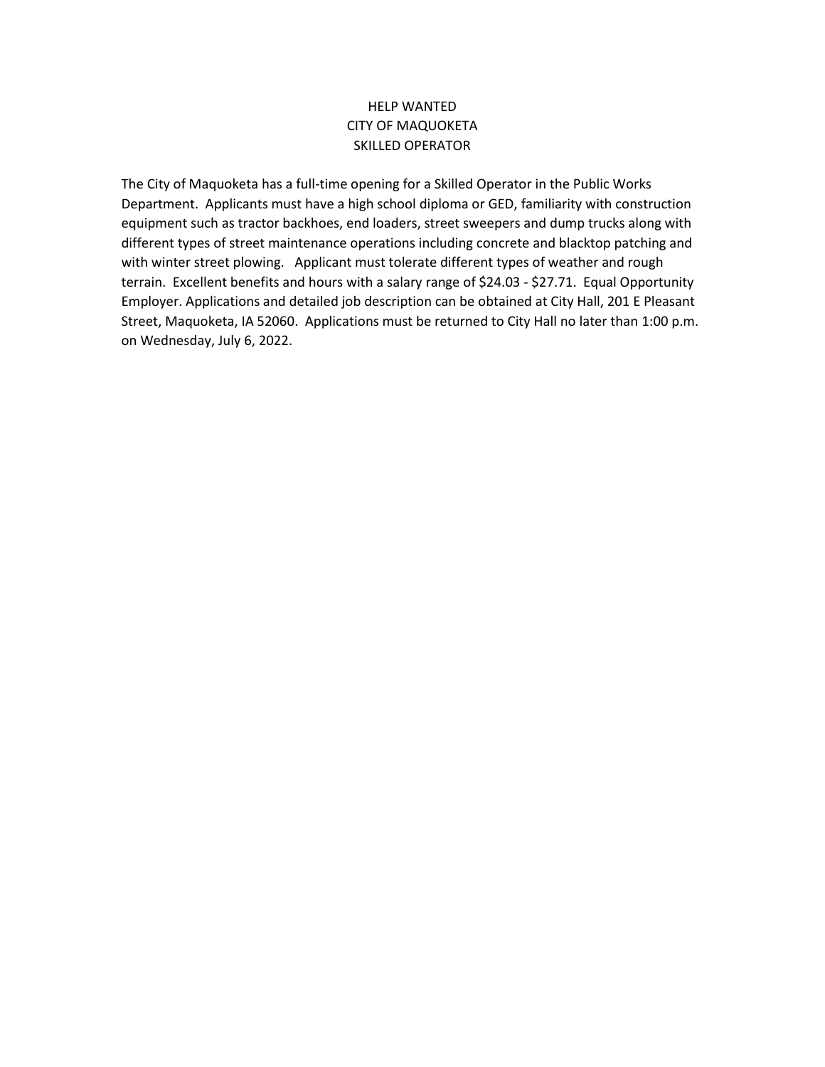# HELP WANTED
# CITY OF MAQUOKETA
# SKILLED OPERATOR

The City of Maquoketa has a full-time opening for a Skilled Operator in the Public Works Department. Applicants must have a high school diploma or GED, familiarity with construction equipment such as tractor backhoes, end loaders, street sweepers and dump trucks along with different types of street maintenance operations including concrete and blacktop patching and with winter street plowing. Applicant must tolerate different types of weather and rough terrain. Excellent benefits and hours with a salary range of $24.03 - $27.71. Equal Opportunity Employer. Applications and detailed job description can be obtained at City Hall, 201 E Pleasant Street, Maquoketa, IA 52060. Applications must be returned to City Hall no later than 1:00 p.m. on Wednesday, July 6, 2022.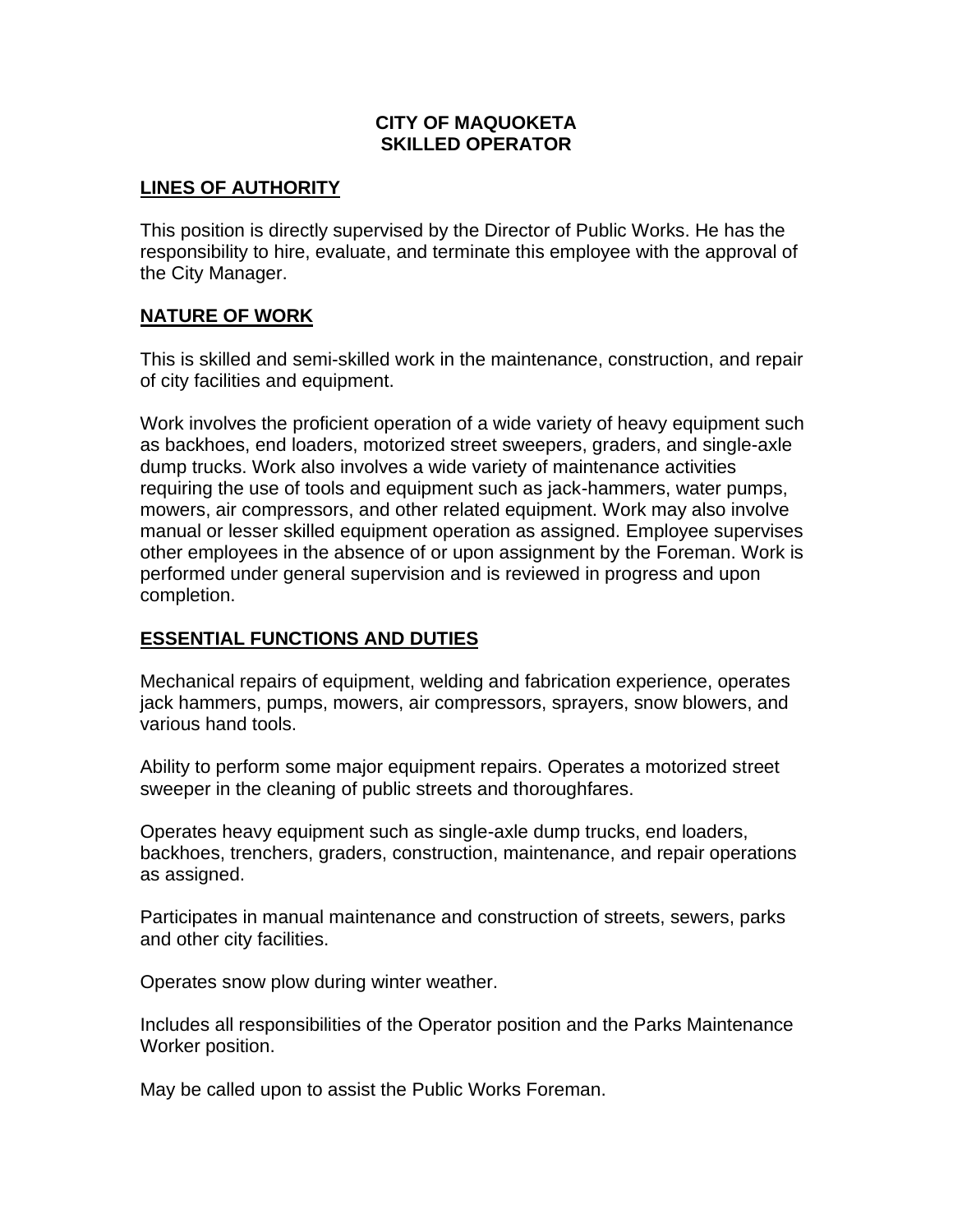# CITY OF MAQUOKETA
# SKILLED OPERATOR

## LINES OF AUTHORITY

This position is directly supervised by the Director of Public Works. He has the responsibility to hire, evaluate, and terminate this employee with the approval of the City Manager.

## NATURE OF WORK

This is skilled and semi-skilled work in the maintenance, construction, and repair of city facilities and equipment.

Work involves the proficient operation of a wide variety of heavy equipment such as backhoes, end loaders, motorized street sweepers, graders, and single-axle dump trucks. Work also involves a wide variety of maintenance activities requiring the use of tools and equipment such as jack-hammers, water pumps, mowers, air compressors, and other related equipment. Work may also involve manual or lesser skilled equipment operation as assigned. Employee supervises other employees in the absence of or upon assignment by the Foreman. Work is performed under general supervision and is reviewed in progress and upon completion.

## ESSENTIAL FUNCTIONS AND DUTIES

Mechanical repairs of equipment, welding and fabrication experience, operates jack hammers, pumps, mowers, air compressors, sprayers, snow blowers, and various hand tools.

Ability to perform some major equipment repairs. Operates a motorized street sweeper in the cleaning of public streets and thoroughfares.

Operates heavy equipment such as single-axle dump trucks, end loaders, backhoes, trenchers, graders, construction, maintenance, and repair operations as assigned.

Participates in manual maintenance and construction of streets, sewers, parks and other city facilities.

Operates snow plow during winter weather.

Includes all responsibilities of the Operator position and the Parks Maintenance Worker position.

May be called upon to assist the Public Works Foreman.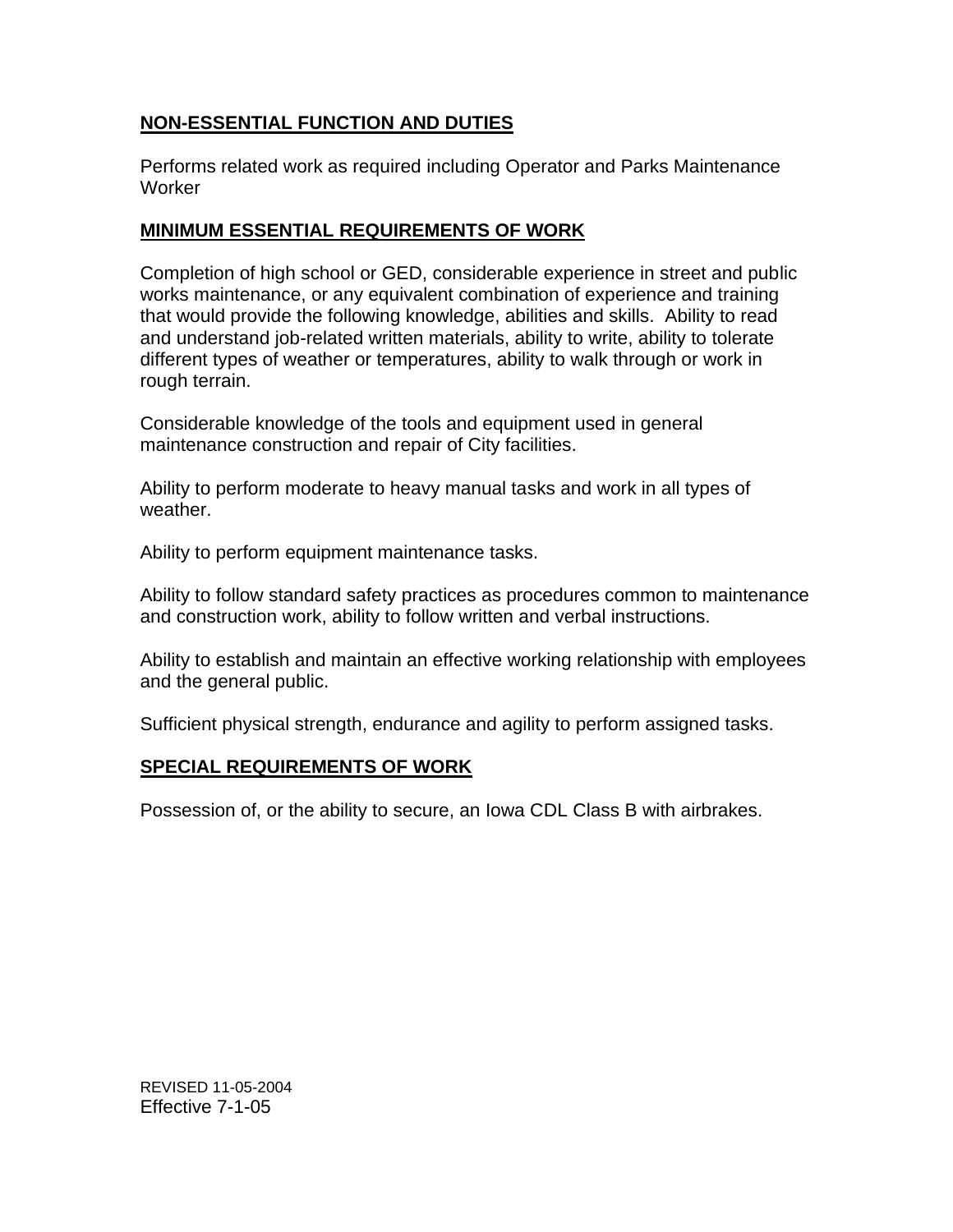## NON-ESSENTIAL FUNCTION AND DUTIES

Performs related work as required including Operator and Parks Maintenance Worker

## MINIMUM ESSENTIAL REQUIREMENTS OF WORK

Completion of high school or GED, considerable experience in street and public works maintenance, or any equivalent combination of experience and training that would provide the following knowledge, abilities and skills. Ability to read and understand job-related written materials, ability to write, ability to tolerate different types of weather or temperatures, ability to walk through or work in rough terrain.

Considerable knowledge of the tools and equipment used in general maintenance construction and repair of City facilities.

Ability to perform moderate to heavy manual tasks and work in all types of weather.

Ability to perform equipment maintenance tasks.

Ability to follow standard safety practices as procedures common to maintenance and construction work, ability to follow written and verbal instructions.

Ability to establish and maintain an effective working relationship with employees and the general public.

Sufficient physical strength, endurance and agility to perform assigned tasks.

## SPECIAL REQUIREMENTS OF WORK

Possession of, or the ability to secure, an Iowa CDL Class B with airbrakes.

REVISED 11-05-2004
Effective 7-1-05